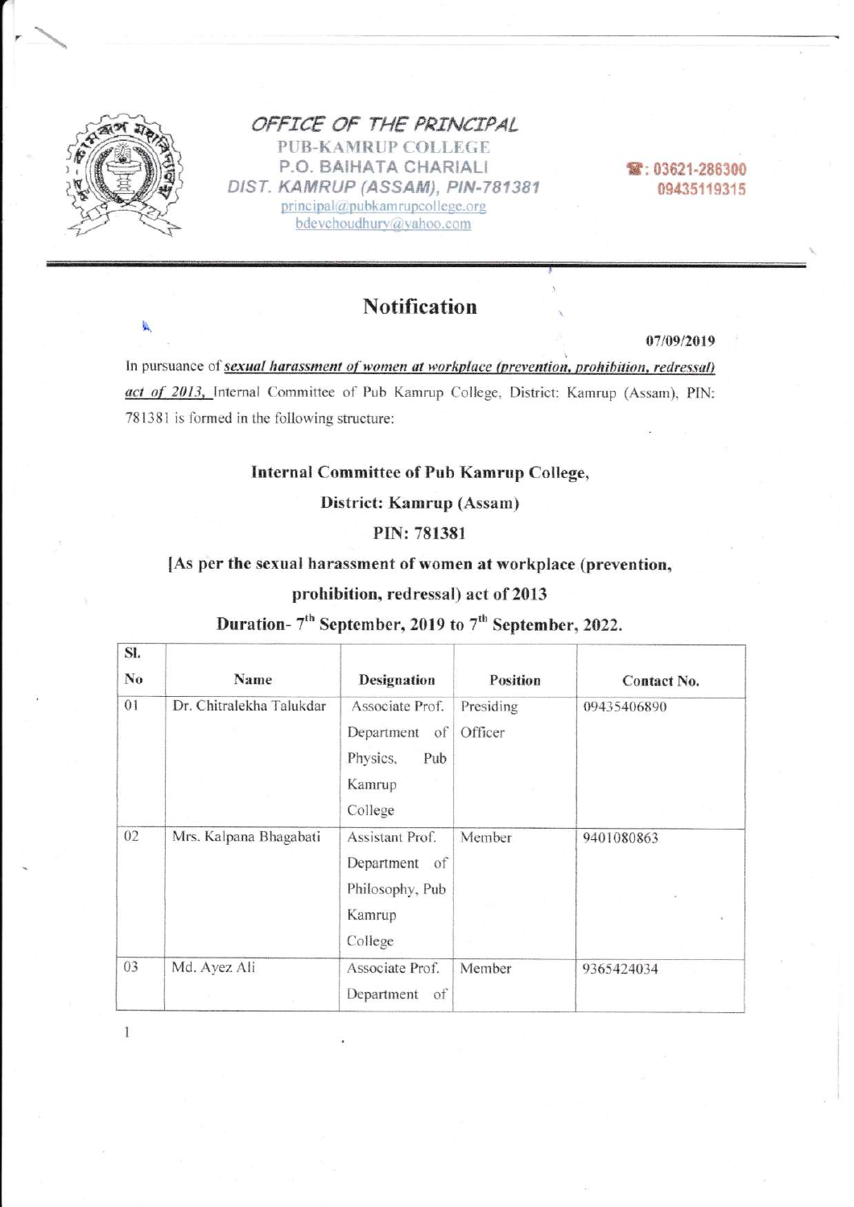# OFFICE OF THE PRINCIPAL

PUB-KAMRUP COLLEGE
P.O. BAIHATA CHARIALI
DIST. KAMRUP (ASSAM), PIN-781381
principal@pubkamrupcollege.org
bdevchoudhury@yahoo.com

☎: 03621-286300
09435119315

## Notification

07/09/2019

In pursuance of ***sexual harassment of women at workplace (prevention, prohibition, redressal) act of 2013,*** Internal Committee of Pub Kamrup College, District: Kamrup (Assam), PIN: 781381 is formed in the following structure:

**Internal Committee of Pub Kamrup College,**

**District: Kamrup (Assam)**

**PIN: 781381**

**[As per the sexual harassment of women at workplace (prevention, prohibition, redressal) act of 2013**

**Duration- 7th September, 2019 to 7th September, 2022.**

| Sl. No | Name | Designation | Position | Contact No. |
|---|---|---|---|---|
| 01 | Dr. Chitralekha Talukdar | Associate Prof. Department of Physics, Pub Kamrup College | Presiding Officer | 09435406890 |
| 02 | Mrs. Kalpana Bhagabati | Assistant Prof. Department of Philosophy, Pub Kamrup College | Member | 9401080863 |
| 03 | Md. Ayez Ali | Associate Prof. Department of | Member | 9365424034 |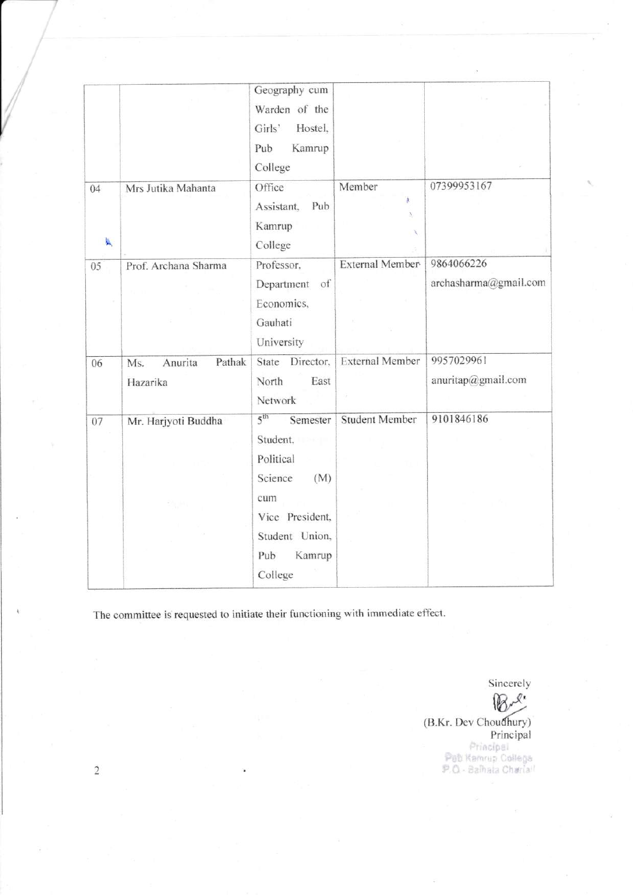| | | | | |
|---|---|---|---|---|
| | | Geography cum Warden of the Girls' Hostel, Pub Kamrup College | | |
| 04 | Mrs Jutika Mahanta | Office Assistant, Pub Kamrup College | Member | 07399953167 |
| 05 | Prof. Archana Sharma | Professor, Department of Economics, Gauhati University | External Member | 9864066226 archasharma@gmail.com |
| 06 | Ms. Anurita Pathak Hazarika | State Director, North East Network | External Member | 9957029961 anuritap@gmail.com |
| 07 | Mr. Harjyoti Buddha | 5th Semester Student, Political Science (M) cum Vice President, Student Union, Pub Kamrup College | Student Member | 9101846186 |

The committee is requested to initiate their functioning with immediate effect.

Sincerely

(B.Kr. Dev Choudhury)
Principal

Principal
Pub Kamrup College
P.O.- Baihata Chariali